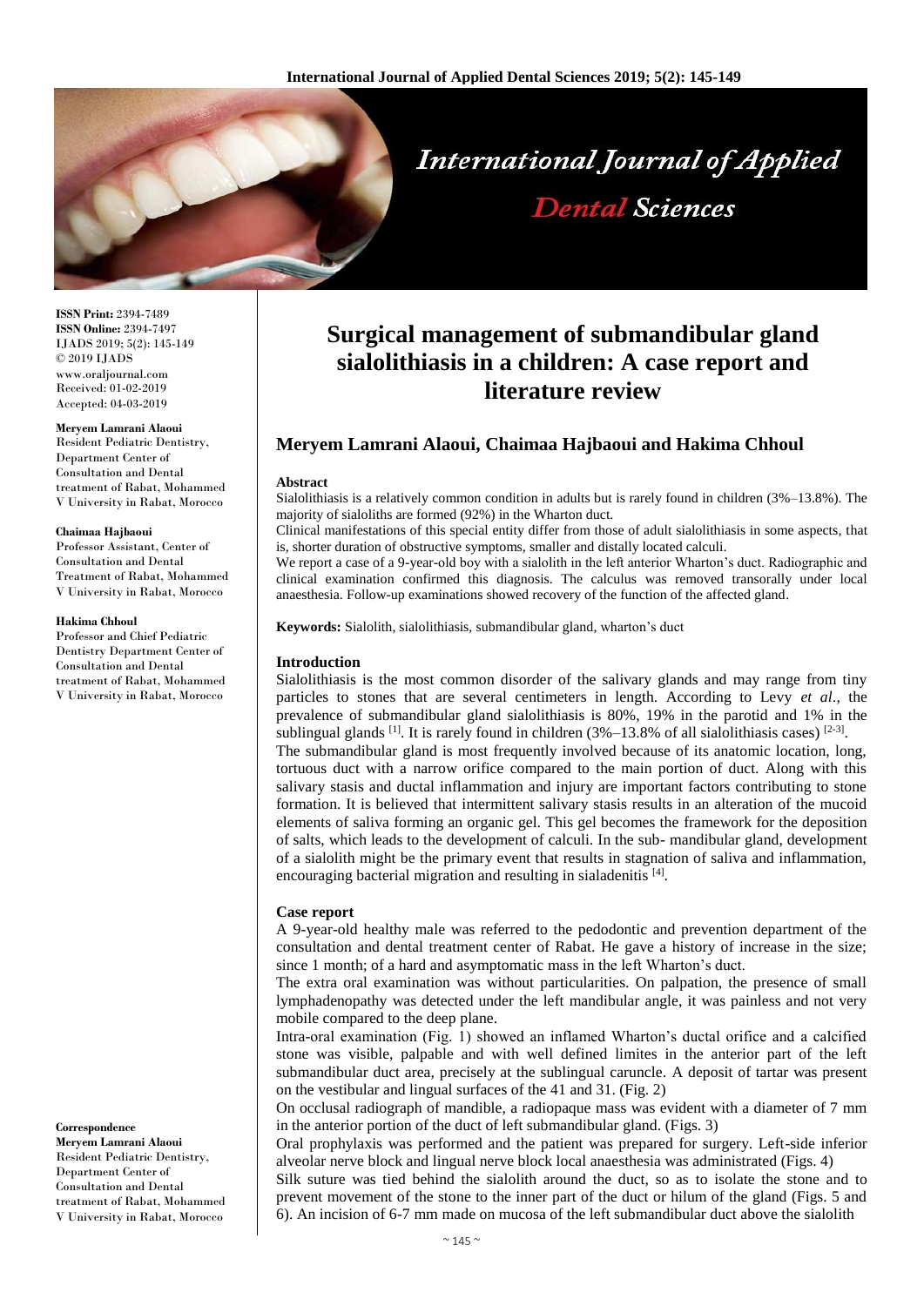**ISSN Print:** 2394-7489
**ISSN Online:** 2394-7497
IJADS 2019; 5(2): 145-149
© 2019 IJADS
www.oraljournal.com
Received: 01-02-2019
Accepted: 04-03-2019

**Meryem Lamrani Alaoui**
Resident Pediatric Dentistry, Department Center of Consultation and Dental treatment of Rabat, Mohammed V University in Rabat, Morocco

**Chaimaa Hajbaoui**
Professor Assistant, Center of Consultation and Dental Treatment of Rabat, Mohammed V University in Rabat, Morocco

**Hakima Chhoul**
Professor and Chief Pediatric Dentistry Department Center of Consultation and Dental treatment of Rabat, Mohammed V University in Rabat, Morocco

**Correspondence**
**Meryem Lamrani Alaoui**
Resident Pediatric Dentistry, Department Center of Consultation and Dental treatment of Rabat, Mohammed V University in Rabat, Morocco

# Surgical management of submandibular gland sialolithiasis in a children: A case report and literature review

## Meryem Lamrani Alaoui, Chaimaa Hajbaoui and Hakima Chhoul

### Abstract

Sialolithiasis is a relatively common condition in adults but is rarely found in children (3%–13.8%). The majority of sialoliths are formed (92%) in the Wharton duct.

Clinical manifestations of this special entity differ from those of adult sialolithiasis in some aspects, that is, shorter duration of obstructive symptoms, smaller and distally located calculi.

We report a case of a 9-year-old boy with a sialolith in the left anterior Wharton's duct. Radiographic and clinical examination confirmed this diagnosis. The calculus was removed transorally under local anaesthesia. Follow-up examinations showed recovery of the function of the affected gland.

**Keywords:** Sialolith, sialolithiasis, submandibular gland, wharton's duct

### Introduction

Sialolithiasis is the most common disorder of the salivary glands and may range from tiny particles to stones that are several centimeters in length. According to Levy *et al*., the prevalence of submandibular gland sialolithiasis is 80%, 19% in the parotid and 1% in the sublingual glands [1]. It is rarely found in children (3%–13.8% of all sialolithiasis cases) [2-3].

The submandibular gland is most frequently involved because of its anatomic location, long, tortuous duct with a narrow orifice compared to the main portion of duct. Along with this salivary stasis and ductal inflammation and injury are important factors contributing to stone formation. It is believed that intermittent salivary stasis results in an alteration of the mucoid elements of saliva forming an organic gel. This gel becomes the framework for the deposition of salts, which leads to the development of calculi. In the sub- mandibular gland, development of a sialolith might be the primary event that results in stagnation of saliva and inflammation, encouraging bacterial migration and resulting in sialadenitis [4].

### Case report

A 9-year-old healthy male was referred to the pedodontic and prevention department of the consultation and dental treatment center of Rabat. He gave a history of increase in the size; since 1 month; of a hard and asymptomatic mass in the left Wharton's duct.

The extra oral examination was without particularities. On palpation, the presence of small lymphadenopathy was detected under the left mandibular angle, it was painless and not very mobile compared to the deep plane.

Intra-oral examination (Fig. 1) showed an inflamed Wharton's ductal orifice and a calcified stone was visible, palpable and with well defined limites in the anterior part of the left submandibular duct area, precisely at the sublingual caruncle. A deposit of tartar was present on the vestibular and lingual surfaces of the 41 and 31. (Fig. 2)

On occlusal radiograph of mandible, a radiopaque mass was evident with a diameter of 7 mm in the anterior portion of the duct of left submandibular gland. (Figs. 3)

Oral prophylaxis was performed and the patient was prepared for surgery. Left-side inferior alveolar nerve block and lingual nerve block local anaesthesia was administrated (Figs. 4)

Silk suture was tied behind the sialolith around the duct, so as to isolate the stone and to prevent movement of the stone to the inner part of the duct or hilum of the gland (Figs. 5 and 6). An incision of 6-7 mm made on mucosa of the left submandibular duct above the sialolith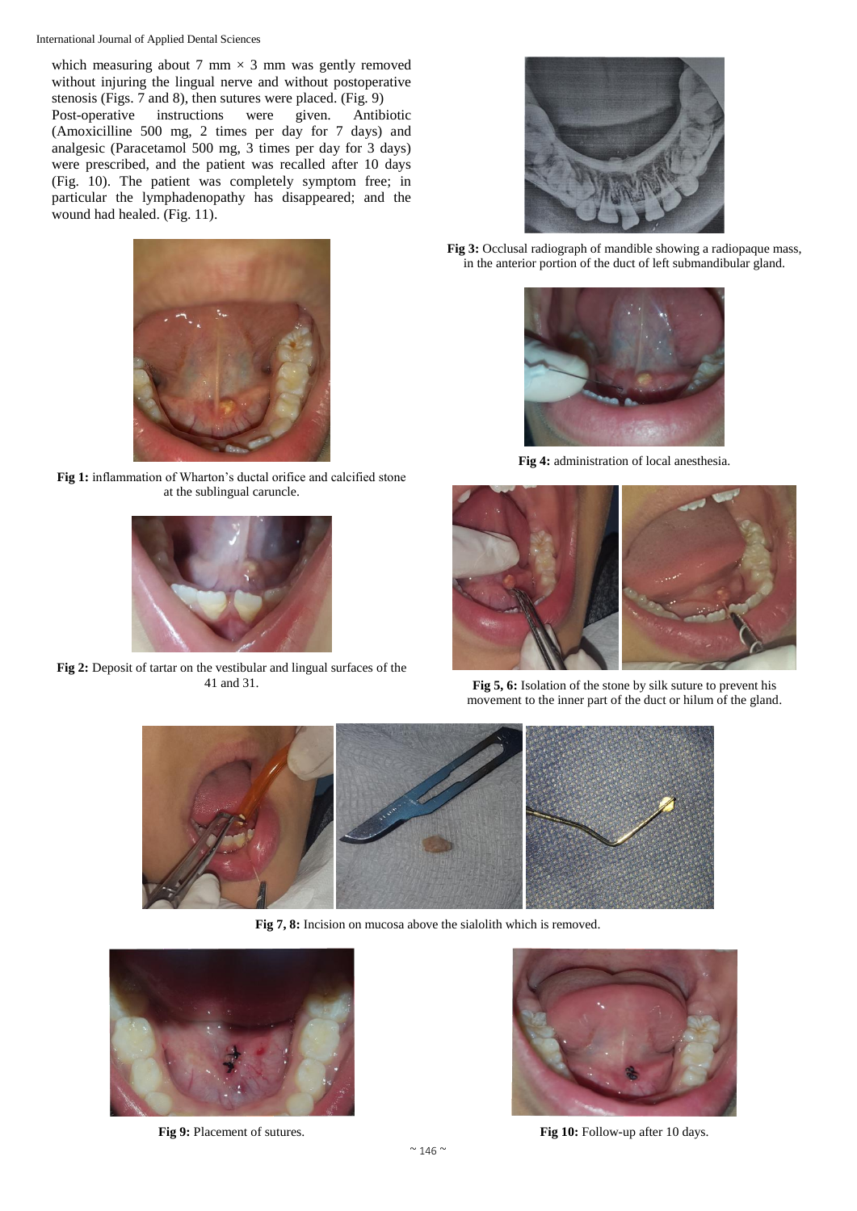which measuring about 7 mm × 3 mm was gently removed without injuring the lingual nerve and without postoperative stenosis (Figs. 7 and 8), then sutures were placed. (Fig. 9)

Post-operative instructions were given. Antibiotic (Amoxicilline 500 mg, 2 times per day for 7 days) and analgesic (Paracetamol 500 mg, 3 times per day for 3 days) were prescribed, and the patient was recalled after 10 days (Fig. 10). The patient was completely symptom free; in particular the lymphadenopathy has disappeared; and the wound had healed. (Fig. 11).

**Fig 1:** inflammation of Wharton's ductal orifice and calcified stone at the sublingual caruncle.

**Fig 2:** Deposit of tartar on the vestibular and lingual surfaces of the 41 and 31.

**Fig 3:** Occlusal radiograph of mandible showing a radiopaque mass, in the anterior portion of the duct of left submandibular gland.

**Fig 4:** administration of local anesthesia.

**Fig 5, 6:** Isolation of the stone by silk suture to prevent his movement to the inner part of the duct or hilum of the gland.

**Fig 7, 8:** Incision on mucosa above the sialolith which is removed.

**Fig 9:** Placement of sutures.

**Fig 10:** Follow-up after 10 days.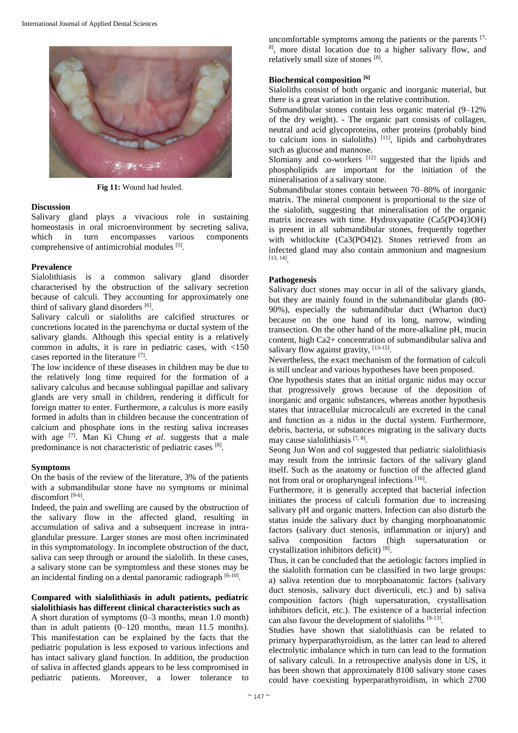Fig 11: Wound had healed.

## Discussion

Salivary gland plays a vivacious role in sustaining homeostasis in oral microenvironment by secreting saliva, which in turn encompasses various components comprehensive of antimicrobial modules [5].

## Prevalence

Sialolithiasis is a common salivary gland disorder characterised by the obstruction of the salivary secretion because of calculi. They accounting for approximately one third of salivary gland disorders [6].

Salivary calculi or sialoliths are calcified structures or concretions located in the parenchyma or ductal system of the salivary glands. Although this special entity is a relatively common in adults, it is rare in pediatric cases, with <150 cases reported in the literature [7].

The low incidence of these diseases in children may be due to the relatively long time required for the formation of a salivary calculus and because sublingual papillae and salivary glands are very small in children, rendering it difficult for foreign matter to enter. Furthermore, a calculus is more easily formed in adults than in children because the concentration of calcium and phosphate ions in the resting saliva increases with age [7]. Man Ki Chung *et al*. suggests that a male predominance is not characteristic of pediatric cases [8].

## Symptoms

On the basis of the review of the literature, 3% of the patients with a submandibular stone have no symptoms or minimal discomfort [9-6].

Indeed, the pain and swelling are caused by the obstruction of the salivary flow in the affected gland, resulting in accumulation of saliva and a subsequent increase in intra-glandular pressure. Larger stones are most often incriminated in this symptomatology. In incomplete obstruction of the duct, saliva can seep through or around the sialolith. In these cases, a salivary stone can be symptomless and these stones may be an incidental finding on a dental panoramic radiograph [6-10].

### Compared with sialolithiasis in adult patients, pediatric sialolithiasis has different clinical characteristics such as

A short duration of symptoms (0–3 months, mean 1.0 month) than in adult patients (0–120 months, mean 11.5 months). This manifestation can be explained by the facts that the pediatric population is less exposed to various infections and has intact salivary gland function. In addition, the production of saliva in affected glands appears to be less compromised in pediatric patients. Moreover, a lower tolerance to uncomfortable symptoms among the patients or the parents [7, 8], more distal location due to a higher salivary flow, and relatively small size of stones [8].

## Biochemical composition [6]

Sialoliths consist of both organic and inorganic material, but there is a great variation in the relative contribution.

Submandibular stones contain less organic material (9–12% of the dry weight). - The organic part consists of collagen, neutral and acid glycoproteins, other proteins (probably bind to calcium ions in sialoliths) [11], lipids and carbohydrates such as glucose and mannose.

Slomiany and co-workers [12] suggested that the lipids and phospholipids are important for the initiation of the mineralisation of a salivary stone.

Submandibular stones contain between 70–80% of inorganic matrix. The mineral component is proportional to the size of the sialolith, suggesting that mineralisation of the organic matrix increases with time. Hydroxyapatite ($Ca_5(PO_4)_3OH$) is present in all submandibular stones, frequently together with whitlockite ($Ca_3(PO_4)_2$). Stones retrieved from an infected gland may also contain ammonium and magnesium [13, 14].

## Pathogenesis

Salivary duct stones may occur in all of the salivary glands, but they are mainly found in the submandibular glands (80-90%), especially the submandibular duct (Wharton duct) because on the one hand of its long, narrow, winding transection. On the other hand of the more-alkaline pH, mucin content, high $Ca^{2+}$ concentration of submandibular saliva and salivary flow against gravity, [13-15].

Nevertheless, the exact mechanism of the formation of calculi is still unclear and various hypotheses have been proposed.

One hypothesis states that an initial organic nidus may occur that progressively grows because of the deposition of inorganic and organic substances, whereas another hypothesis states that intracellular microcalculi are excreted in the canal and function as a nidus in the ductal system. Furthermore, debris, bacteria, or substances migrating in the salivary ducts may cause sialolithiasis [7, 8].

Seong Jun Won and col suggested that pediatric sialolithiasis may result from the intrinsic factors of the salivary gland itself. Such as the anatomy or function of the affected gland not from oral or oropharyngeal infections [16].

Furthermore, it is generally accepted that bacterial infection initiates the process of calculi formation due to increasing salivary pH and organic matters. Infection can also disturb the status inside the salivary duct by changing morphoanatomic factors (salivary duct stenosis, inflammation or injury) and saliva composition factors (high supersaturation or crystallization inhibitors deficit) [8].

Thus, it can be concluded that the aetiologic factors implied in the sialolith formation can be classified in two large groups: a) saliva retention due to morphoanatomic factors (salivary duct stenosis, salivary duct diverticuli, etc.) and b) saliva composition factors (high supersaturation, crystallisation inhibitors deficit, etc.). The existence of a bacterial infection can also favour the development of sialoliths [9-13].

Studies have shown that sialolithiasis can be related to primary hyperparathyroidism, as the latter can lead to altered electrolytic imbalance which in turn can lead to the formation of salivary calculi. In a retrospective analysis done in US, it has been shown that approximately 8100 salivary stone cases could have coexisting hyperparathyroidism, in which 2700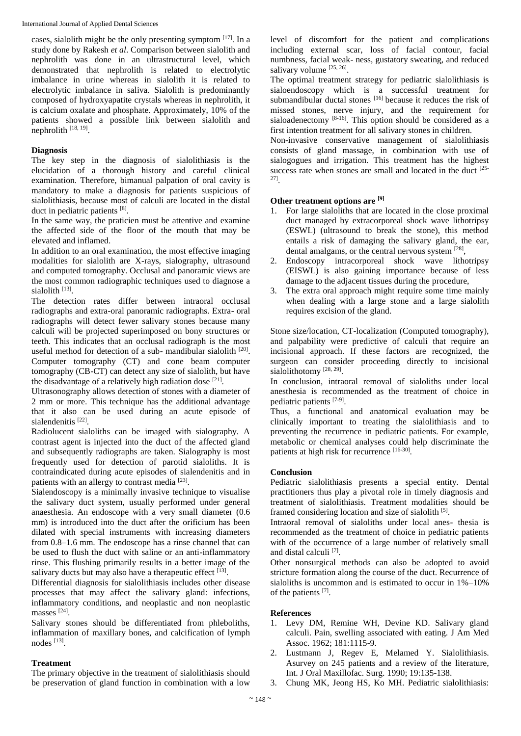cases, sialolith might be the only presenting symptom [17]. In a study done by Rakesh *et al*. Comparison between sialolith and nephrolith was done in an ultrastructural level, which demonstrated that nephrolith is related to electrolytic imbalance in urine whereas in sialolith it is related to electrolytic imbalance in saliva. Sialolith is predominantly composed of hydroxyapatite crystals whereas in nephrolith, it is calcium oxalate and phosphate. Approximately, 10% of the patients showed a possible link between sialolith and nephrolith [18, 19].

**Diagnosis**

The key step in the diagnosis of sialolithiasis is the elucidation of a thorough history and careful clinical examination. Therefore, bimanual palpation of oral cavity is mandatory to make a diagnosis for patients suspicious of sialolithiasis, because most of calculi are located in the distal duct in pediatric patients [8].

In the same way, the praticien must be attentive and examine the affected side of the floor of the mouth that may be elevated and inflamed.

In addition to an oral examination, the most effective imaging modalities for sialolith are X-rays, sialography, ultrasound and computed tomography. Occlusal and panoramic views are the most common radiographic techniques used to diagnose a sialolith [13].

The detection rates differ between intraoral occlusal radiographs and extra-oral panoramic radiographs. Extra- oral radiographs will detect fewer salivary stones because many calculi will be projected superimposed on bony structures or teeth. This indicates that an occlusal radiograph is the most useful method for detection of a sub- mandibular sialolith [20]. Computer tomography (CT) and cone beam computer tomography (CB-CT) can detect any size of sialolith, but have the disadvantage of a relatively high radiation dose [21].

Ultrasonography allows detection of stones with a diameter of 2 mm or more. This technique has the additional advantage that it also can be used during an acute episode of sialendenitis [22].

Radiolucent sialoliths can be imaged with sialography. A contrast agent is injected into the duct of the affected gland and subsequently radiographs are taken. Sialography is most frequently used for detection of parotid sialoliths. It is contraindicated during acute episodes of sialendenitis and in patients with an allergy to contrast media [23].

Sialendoscopy is a minimally invasive technique to visualise the salivary duct system, usually performed under general anaesthesia. An endoscope with a very small diameter (0.6 mm) is introduced into the duct after the orificium has been dilated with special instruments with increasing diameters from 0.8–1.6 mm. The endoscope has a rinse channel that can be used to flush the duct with saline or an anti-inflammatory rinse. This flushing primarily results in a better image of the salivary ducts but may also have a therapeutic effect [13].

Differential diagnosis for sialolithiasis includes other disease processes that may affect the salivary gland: infections, inflammatory conditions, and neoplastic and non neoplastic masses [24].

Salivary stones should be differentiated from phleboliths, inflammation of maxillary bones, and calcification of lymph nodes [13].

**Treatment**

The primary objective in the treatment of sialolithiasis should be preservation of gland function in combination with a low level of discomfort for the patient and complications including external scar, loss of facial contour, facial numbness, facial weak- ness, gustatory sweating, and reduced salivary volume [25, 26].

The optimal treatment strategy for pediatric sialolithiasis is sialoendoscopy which is a successful treatment for submandibular ductal stones [16] because it reduces the risk of missed stones, nerve injury, and the requirement for sialoadenectomy [8-16]. This option should be considered as a first intention treatment for all salivary stones in children.

Non-invasive conservative management of sialolithiasis consists of gland massage, in combination with use of sialogogues and irrigation. This treatment has the highest success rate when stones are small and located in the duct [25-27].

**Other treatment options are [9]**

1. For large sialoliths that are located in the close proximal duct managed by extracorporeal shock wave lithotripsy (ESWL) (ultrasound to break the stone), this method entails a risk of damaging the salivary gland, the ear, dental amalgams, or the central nervous system [28],
2. Endoscopy intracorporeal shock wave lithotripsy (EISWL) is also gaining importance because of less damage to the adjacent tissues during the procedure,
3. The extra oral approach might require some time mainly when dealing with a large stone and a large sialolith requires excision of the gland.

Stone size/location, CT-localization (Computed tomography), and palpability were predictive of calculi that require an incisional approach. If these factors are recognized, the surgeon can consider proceeding directly to incisional sialolithotomy [28, 29].

In conclusion, intraoral removal of sialoliths under local anesthesia is recommended as the treatment of choice in pediatric patients [7-9].

Thus, a functional and anatomical evaluation may be clinically important to treating the sialolithiasis and to preventing the recurrence in pediatric patients. For example, metabolic or chemical analyses could help discriminate the patients at high risk for recurrence [16-30].

**Conclusion**

Pediatric sialolithiasis presents a special entity. Dental practitioners thus play a pivotal role in timely diagnosis and treatment of sialolithiasis. Treatment modalities should be framed considering location and size of sialolith [5].

Intraoral removal of sialoliths under local anes- thesia is recommended as the treatment of choice in pediatric patients with of the occurrence of a large number of relatively small and distal calculi [7].

Other nonsurgical methods can also be adopted to avoid stricture formation along the course of the duct. Recurrence of sialoliths is uncommon and is estimated to occur in 1%–10% of the patients [7].

**References**

1. Levy DM, Remine WH, Devine KD. Salivary gland calculi. Pain, swelling associated with eating. J Am Med Assoc. 1962; 181:1115-9.
2. Lustmann J, Regev E, Melamed Y. Sialolithiasis. Asurvey on 245 patients and a review of the literature, Int. J Oral Maxillofac. Surg. 1990; 19:135-138.
3. Chung MK, Jeong HS, Ko MH. Pediatric sialolithiasis: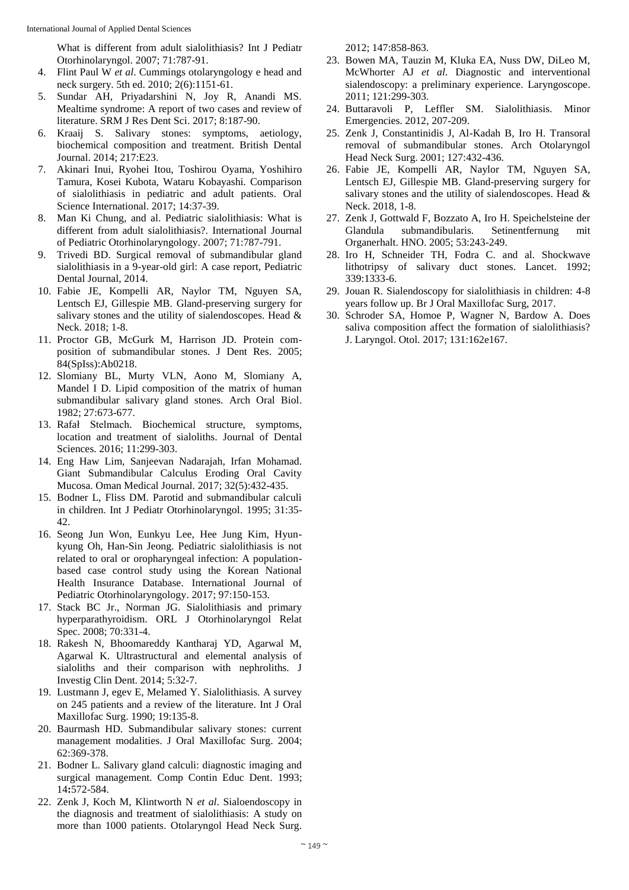What is different from adult sialolithiasis? Int J Pediatr Otorhinolaryngol. 2007; 71:787-91.

4. Flint Paul W *et al*. Cummings otolaryngology e head and neck surgery. 5th ed. 2010; 2(6):1151-61.
5. Sundar AH, Priyadarshini N, Joy R, Anandi MS. Mealtime syndrome: A report of two cases and review of literature. SRM J Res Dent Sci. 2017; 8:187-90.
6. Kraaij S. Salivary stones: symptoms, aetiology, biochemical composition and treatment. British Dental Journal. 2014; 217:E23.
7. Akinari Inui, Ryohei Itou, Toshirou Oyama, Yoshihiro Tamura, Kosei Kubota, Wataru Kobayashi. Comparison of sialolithiasis in pediatric and adult patients. Oral Science International. 2017; 14:37-39.
8. Man Ki Chung, and al. Pediatric sialolithiasis: What is different from adult sialolithiasis?. International Journal of Pediatric Otorhinolaryngology. 2007; 71:787-791.
9. Trivedi BD. Surgical removal of submandibular gland sialolithiasis in a 9-year-old girl: A case report, Pediatric Dental Journal, 2014.
10. Fabie JE, Kompelli AR, Naylor TM, Nguyen SA, Lentsch EJ, Gillespie MB. Gland-preserving surgery for salivary stones and the utility of sialendoscopes. Head & Neck. 2018; 1-8.
11. Proctor GB, McGurk M, Harrison JD. Protein composition of submandibular stones. J Dent Res. 2005; 84(SpIss):Ab0218.
12. Slomiany BL, Murty VLN, Aono M, Slomiany A, Mandel I D. Lipid composition of the matrix of human submandibular salivary gland stones. Arch Oral Biol. 1982; 27:673-677.
13. Rafał Stelmach. Biochemical structure, symptoms, location and treatment of sialoliths. Journal of Dental Sciences. 2016; 11:299-303.
14. Eng Haw Lim, Sanjeevan Nadarajah, Irfan Mohamad. Giant Submandibular Calculus Eroding Oral Cavity Mucosa. Oman Medical Journal. 2017; 32(5):432-435.
15. Bodner L, Fliss DM. Parotid and submandibular calculi in children. Int J Pediatr Otorhinolaryngol. 1995; 31:35-42.
16. Seong Jun Won, Eunkyu Lee, Hee Jung Kim, Hyun-kyung Oh, Han-Sin Jeong. Pediatric sialolithiasis is not related to oral or oropharyngeal infection: A population-based case control study using the Korean National Health Insurance Database. International Journal of Pediatric Otorhinolaryngology. 2017; 97:150-153.
17. Stack BC Jr., Norman JG. Sialolithiasis and primary hyperparathyroidism. ORL J Otorhinolaryngol Relat Spec. 2008; 70:331-4.
18. Rakesh N, Bhoomareddy Kantharaj YD, Agarwal M, Agarwal K. Ultrastructural and elemental analysis of sialoliths and their comparison with nephroliths. J Investig Clin Dent. 2014; 5:32-7.
19. Lustmann J, egev E, Melamed Y. Sialolithiasis. A survey on 245 patients and a review of the literature. Int J Oral Maxillofac Surg. 1990; 19:135-8.
20. Baurmash HD. Submandibular salivary stones: current management modalities. J Oral Maxillofac Surg. 2004; 62:369-378.
21. Bodner L. Salivary gland calculi: diagnostic imaging and surgical management. Comp Contin Educ Dent. 1993; 14**:**572-584.
22. Zenk J, Koch M, Klintworth N *et al*. Sialoendoscopy in the diagnosis and treatment of sialolithiasis: A study on more than 1000 patients. Otolaryngol Head Neck Surg. 2012; 147:858-863.
23. Bowen MA, Tauzin M, Kluka EA, Nuss DW, DiLeo M, McWhorter AJ *et al*. Diagnostic and interventional sialendoscopy: a preliminary experience. Laryngoscope. 2011; 121:299-303.
24. Buttaravoli P, Leffler SM. Sialolithiasis. Minor Emergencies. 2012, 207-209.
25. Zenk J, Constantinidis J, Al-Kadah B, Iro H. Transoral removal of submandibular stones. Arch Otolaryngol Head Neck Surg. 2001; 127:432-436.
26. Fabie JE, Kompelli AR, Naylor TM, Nguyen SA, Lentsch EJ, Gillespie MB. Gland-preserving surgery for salivary stones and the utility of sialendoscopes. Head & Neck. 2018, 1-8.
27. Zenk J, Gottwald F, Bozzato A, Iro H. Speichelsteine der Glandula submandibularis. Setinentfernung mit Organerhalt. HNO. 2005; 53:243-249.
28. Iro H, Schneider TH, Fodra C. and al. Shockwave lithotripsy of salivary duct stones. Lancet. 1992; 339:1333-6.
29. Jouan R. Sialendoscopy for sialolithiasis in children: 4-8 years follow up. Br J Oral Maxillofac Surg, 2017.
30. Schroder SA, Homoe P, Wagner N, Bardow A. Does saliva composition affect the formation of sialolithiasis? J. Laryngol. Otol. 2017; 131:162e167.